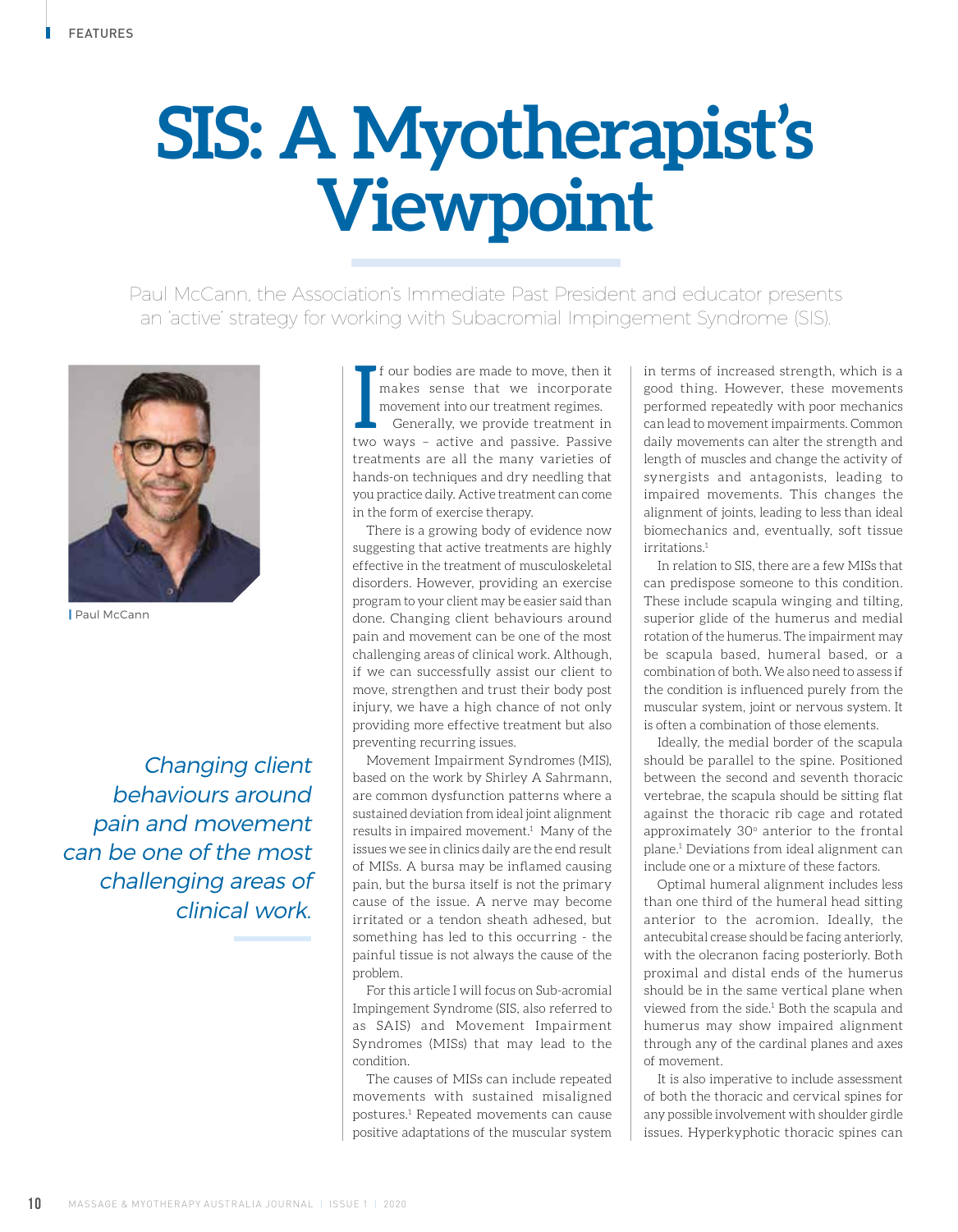# SIS: A Myotherapist's Viewpoint

Paul McCann, the Association's Immediate Past President and educator presents an 'active' strategy for working with Subacromial Impingement Syndrome (SIS).

Paul McCann

If our bodies are made to move, then it makes sense that we incorporate movement into our treatment regimes.

Generally, we provide treatment in two ways – active and passive. Passive treatments are all the many varieties of hands-on techniques and dry needling that you practice daily. Active treatment can come in the form of exercise therapy.

There is a growing body of evidence now suggesting that active treatments are highly effective in the treatment of musculoskeletal disorders. However, providing an exercise program to your client may be easier said than done. Changing client behaviours around pain and movement can be one of the most challenging areas of clinical work. Although, if we can successfully assist our client to move, strengthen and trust their body post injury, we have a high chance of not only providing more effective treatment but also preventing recurring issues.

> *Changing client behaviours around pain and movement can be one of the most challenging areas of clinical work.*

Movement Impairment Syndromes (MIS), based on the work by Shirley A Sahrmann, are common dysfunction patterns where a sustained deviation from ideal joint alignment results in impaired movement.[1] Many of the issues we see in clinics daily are the end result of MISs. A bursa may be inflamed causing pain, but the bursa itself is not the primary cause of the issue. A nerve may become irritated or a tendon sheath adhesed, but something has led to this occurring - the painful tissue is not always the cause of the problem.

For this article I will focus on Sub-acromial Impingement Syndrome (SIS, also referred to as SAIS) and Movement Impairment Syndromes (MISs) that may lead to the condition.

The causes of MISs can include repeated movements with sustained misaligned postures.[1] Repeated movements can cause positive adaptations of the muscular system in terms of increased strength, which is a good thing. However, these movements performed repeatedly with poor mechanics can lead to movement impairments. Common daily movements can alter the strength and length of muscles and change the activity of synergists and antagonists, leading to impaired movements. This changes the alignment of joints, leading to less than ideal biomechanics and, eventually, soft tissue irritations.[1]

In relation to SIS, there are a few MISs that can predispose someone to this condition. These include scapula winging and tilting, superior glide of the humerus and medial rotation of the humerus. The impairment may be scapula based, humeral based, or a combination of both. We also need to assess if the condition is influenced purely from the muscular system, joint or nervous system. It is often a combination of those elements.

Ideally, the medial border of the scapula should be parallel to the spine. Positioned between the second and seventh thoracic vertebrae, the scapula should be sitting flat against the thoracic rib cage and rotated approximately 30° anterior to the frontal plane.[1] Deviations from ideal alignment can include one or a mixture of these factors.

Optimal humeral alignment includes less than one third of the humeral head sitting anterior to the acromion. Ideally, the antecubital crease should be facing anteriorly, with the olecranon facing posteriorly. Both proximal and distal ends of the humerus should be in the same vertical plane when viewed from the side.[1] Both the scapula and humerus may show impaired alignment through any of the cardinal planes and axes of movement.

It is also imperative to include assessment of both the thoracic and cervical spines for any possible involvement with shoulder girdle issues. Hyperkyphotic thoracic spines can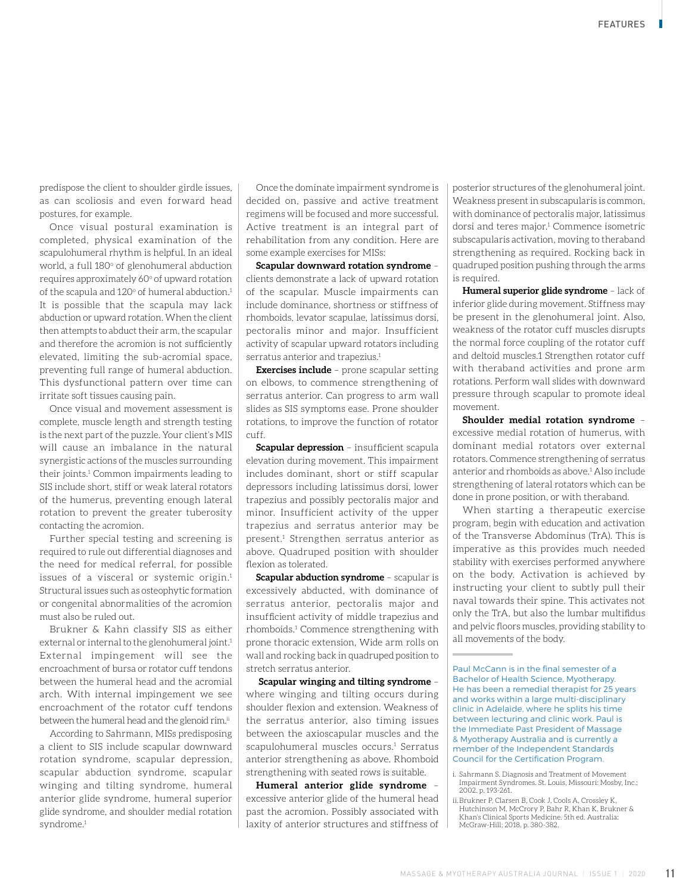predispose the client to shoulder girdle issues, as can scoliosis and even forward head postures, for example.

Once visual postural examination is completed, physical examination of the scapulohumeral rhythm is helpful. In an ideal world, a full 180° of glenohumeral abduction requires approximately 60° of upward rotation of the scapula and 120° of humeral abduction.[1] It is possible that the scapula may lack abduction or upward rotation. When the client then attempts to abduct their arm, the scapular and therefore the acromion is not sufficiently elevated, limiting the sub-acromial space, preventing full range of humeral abduction. This dysfunctional pattern over time can irritate soft tissues causing pain.

Once visual and movement assessment is complete, muscle length and strength testing is the next part of the puzzle. Your client's MIS will cause an imbalance in the natural synergistic actions of the muscles surrounding their joints.[1] Common impairments leading to SIS include short, stiff or weak lateral rotators of the humerus, preventing enough lateral rotation to prevent the greater tuberosity contacting the acromion.

Further special testing and screening is required to rule out differential diagnoses and the need for medical referral, for possible issues of a visceral or systemic origin.[1] Structural issues such as osteophytic formation or congenital abnormalities of the acromion must also be ruled out.

Brukner & Kahn classify SIS as either external or internal to the glenohumeral joint.[1] External impingement will see the encroachment of bursa or rotator cuff tendons between the humeral head and the acromial arch. With internal impingement we see encroachment of the rotator cuff tendons between the humeral head and the glenoid rim.[ii]

According to Sahrmann, MISs predisposing a client to SIS include scapular downward rotation syndrome, scapular depression, scapular abduction syndrome, scapular winging and tilting syndrome, humeral anterior glide syndrome, humeral superior glide syndrome, and shoulder medial rotation syndrome.[1]

Once the dominate impairment syndrome is decided on, passive and active treatment regimens will be focused and more successful. Active treatment is an integral part of rehabilitation from any condition. Here are some example exercises for MISs:

**Scapular downward rotation syndrome** – clients demonstrate a lack of upward rotation of the scapular. Muscle impairments can include dominance, shortness or stiffness of rhomboids, levator scapulae, latissimus dorsi, pectoralis minor and major. Insufficient activity of scapular upward rotators including serratus anterior and trapezius.[1]

**Exercises include** – prone scapular setting on elbows, to commence strengthening of serratus anterior. Can progress to arm wall slides as SIS symptoms ease. Prone shoulder rotations, to improve the function of rotator cuff.

**Scapular depression** – insufficient scapula elevation during movement. This impairment includes dominant, short or stiff scapular depressors including latissimus dorsi, lower trapezius and possibly pectoralis major and minor. Insufficient activity of the upper trapezius and serratus anterior may be present.[1] Strengthen serratus anterior as above. Quadruped position with shoulder flexion as tolerated.

**Scapular abduction syndrome** – scapular is excessively abducted, with dominance of serratus anterior, pectoralis major and insufficient activity of middle trapezius and rhomboids.[1] Commence strengthening with prone thoracic extension, Wide arm rolls on wall and rocking back in quadruped position to stretch serratus anterior.

**Scapular winging and tilting syndrome** – where winging and tilting occurs during shoulder flexion and extension. Weakness of the serratus anterior, also timing issues between the axioscapular muscles and the scapulohumeral muscles occurs.[1] Serratus anterior strengthening as above. Rhomboid strengthening with seated rows is suitable.

**Humeral anterior glide syndrome** – excessive anterior glide of the humeral head past the acromion. Possibly associated with laxity of anterior structures and stiffness of posterior structures of the glenohumeral joint. Weakness present in subscapularis is common, with dominance of pectoralis major, latissimus dorsi and teres major.[1] Commence isometric subscapularis activation, moving to theraband strengthening as required. Rocking back in quadruped position pushing through the arms is required.

**Humeral superior glide syndrome** – lack of inferior glide during movement. Stiffness may be present in the glenohumeral joint. Also, weakness of the rotator cuff muscles disrupts the normal force coupling of the rotator cuff and deltoid muscles.1 Strengthen rotator cuff with theraband activities and prone arm rotations. Perform wall slides with downward pressure through scapular to promote ideal movement.

**Shoulder medial rotation syndrome** – excessive medial rotation of humerus, with dominant medial rotators over external rotators. Commence strengthening of serratus anterior and rhomboids as above.[1] Also include strengthening of lateral rotators which can be done in prone position, or with theraband.

When starting a therapeutic exercise program, begin with education and activation of the Transverse Abdominus (TrA). This is imperative as this provides much needed stability with exercises performed anywhere on the body. Activation is achieved by instructing your client to subtly pull their naval towards their spine. This activates not only the TrA, but also the lumbar multifidus and pelvic floors muscles, providing stability to all movements of the body.

Paul McCann is in the final semester of a Bachelor of Health Science, Myotherapy. He has been a remedial therapist for 25 years and works within a large multi-disciplinary clinic in Adelaide, where he splits his time between lecturing and clinic work. Paul is the Immediate Past President of Massage & Myotherapy Australia and is currently a member of the Independent Standards Council for the Certification Program.

i. Sahrmann S. Diagnosis and Treatment of Movement Impairment Syndromes. St. Louis, Missouri: Mosby, Inc.; 2002. p. 193-261.

ii. Brukner P, Clarsen B, Cook J, Cools A, Crossley K, Hutchinson M, McCrory P, Bahr R, Khan K. Brukner & Khan's Clinical Sports Medicine. 5th ed. Australia: McGraw-Hill; 2018. p. 380-382.